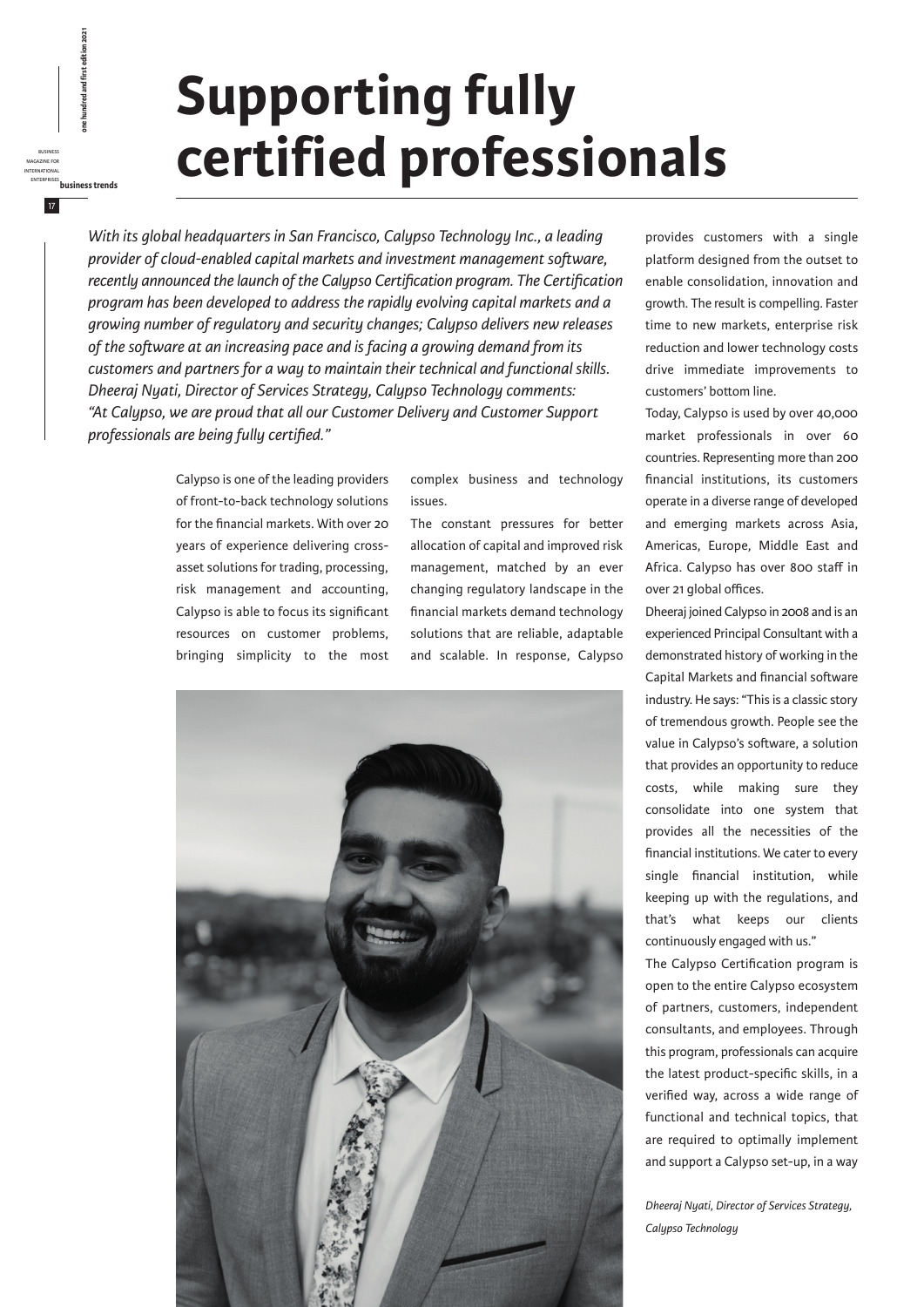# Supporting fully certified professionals

*With its global headquarters in San Francisco, Calypso Technology Inc., a leading provider of cloud-enabled capital markets and investment management software, recently announced the launch of the Calypso Certification program. The Certification program has been developed to address the rapidly evolving capital markets and a growing number of regulatory and security changes; Calypso delivers new releases of the software at an increasing pace and is facing a growing demand from its customers and partners for a way to maintain their technical and functional skills. Dheeraj Nyati, Director of Services Strategy, Calypso Technology comments: "At Calypso, we are proud that all our Customer Delivery and Customer Support professionals are being fully certified."*

Calypso is one of the leading providers of front-to-back technology solutions for the financial markets. With over 20 years of experience delivering cross-asset solutions for trading, processing, risk management and accounting, Calypso is able to focus its significant resources on customer problems, bringing simplicity to the most complex business and technology issues.

The constant pressures for better allocation of capital and improved risk management, matched by an ever changing regulatory landscape in the financial markets demand technology solutions that are reliable, adaptable and scalable. In response, Calypso provides customers with a single platform designed from the outset to enable consolidation, innovation and growth. The result is compelling. Faster time to new markets, enterprise risk reduction and lower technology costs drive immediate improvements to customers' bottom line.

Today, Calypso is used by over 40,000 market professionals in over 60 countries. Representing more than 200 financial institutions, its customers operate in a diverse range of developed and emerging markets across Asia, Americas, Europe, Middle East and Africa. Calypso has over 800 staff in over 21 global offices.

Dheeraj joined Calypso in 2008 and is an experienced Principal Consultant with a demonstrated history of working in the Capital Markets and financial software industry. He says: "This is a classic story of tremendous growth. People see the value in Calypso's software, a solution that provides an opportunity to reduce costs, while making sure they consolidate into one system that provides all the necessities of the financial institutions. We cater to every single financial institution, while keeping up with the regulations, and that's what keeps our clients continuously engaged with us."

The Calypso Certification program is open to the entire Calypso ecosystem of partners, customers, independent consultants, and employees. Through this program, professionals can acquire the latest product-specific skills, in a verified way, across a wide range of functional and technical topics, that are required to optimally implement and support a Calypso set-up, in a way

*Dheeraj Nyati, Director of Services Strategy, Calypso Technology*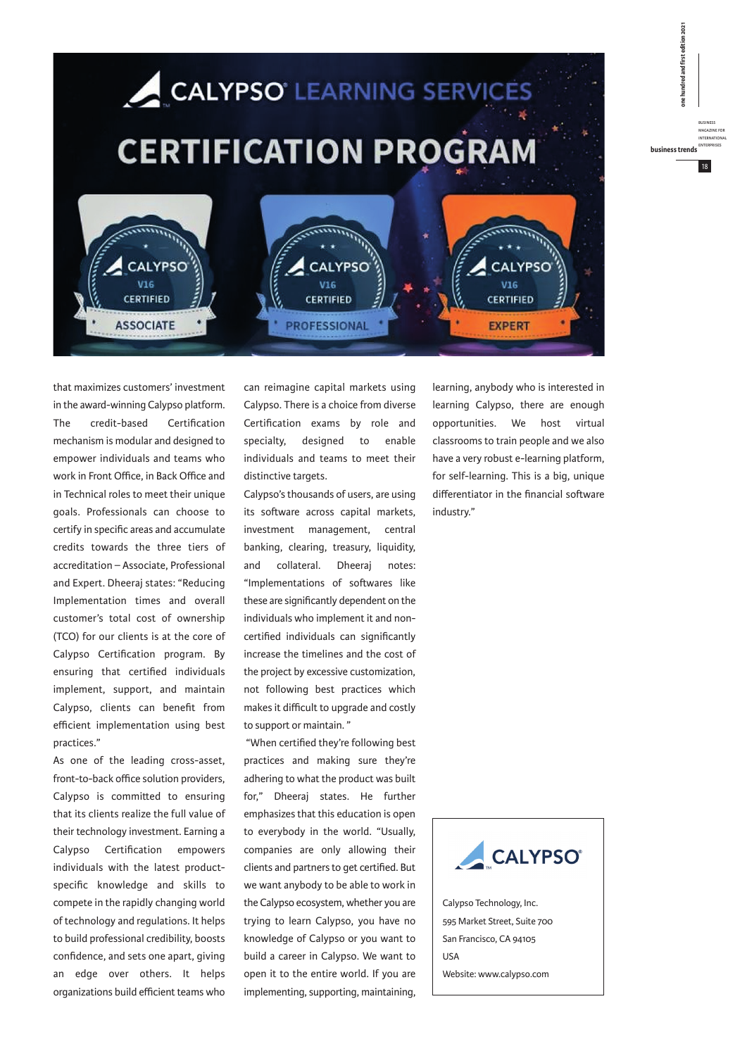that maximizes customers' investment in the award-winning Calypso platform. The credit-based Certification mechanism is modular and designed to empower individuals and teams who work in Front Office, in Back Office and in Technical roles to meet their unique goals. Professionals can choose to certify in specific areas and accumulate credits towards the three tiers of accreditation – Associate, Professional and Expert. Dheeraj states: "Reducing Implementation times and overall customer's total cost of ownership (TCO) for our clients is at the core of Calypso Certification program. By ensuring that certified individuals implement, support, and maintain Calypso, clients can benefit from efficient implementation using best practices."

As one of the leading cross-asset, front-to-back office solution providers, Calypso is committed to ensuring that its clients realize the full value of their technology investment. Earning a Calypso Certification empowers individuals with the latest product-specific knowledge and skills to compete in the rapidly changing world of technology and regulations. It helps to build professional credibility, boosts confidence, and sets one apart, giving an edge over others. It helps organizations build efficient teams who can reimagine capital markets using Calypso. There is a choice from diverse Certification exams by role and specialty, designed to enable individuals and teams to meet their distinctive targets.

Calypso's thousands of users, are using its software across capital markets, investment management, central banking, clearing, treasury, liquidity, and collateral. Dheeraj notes: "Implementations of softwares like these are significantly dependent on the individuals who implement it and non-certified individuals can significantly increase the timelines and the cost of the project by excessive customization, not following best practices which makes it difficult to upgrade and costly to support or maintain. "

"When certified they're following best practices and making sure they're adhering to what the product was built for," Dheeraj states. He further emphasizes that this education is open to everybody in the world. "Usually, companies are only allowing their clients and partners to get certified. But we want anybody to be able to work in the Calypso ecosystem, whether you are trying to learn Calypso, you have no knowledge of Calypso or you want to build a career in Calypso. We want to open it to the entire world. If you are implementing, supporting, maintaining, learning, anybody who is interested in learning Calypso, there are enough opportunities. We host virtual classrooms to train people and we also have a very robust e-learning platform, for self-learning. This is a big, unique differentiator in the financial software industry."

Calypso Technology, Inc.
595 Market Street, Suite 700
San Francisco, CA 94105
USA
Website: www.calypso.com